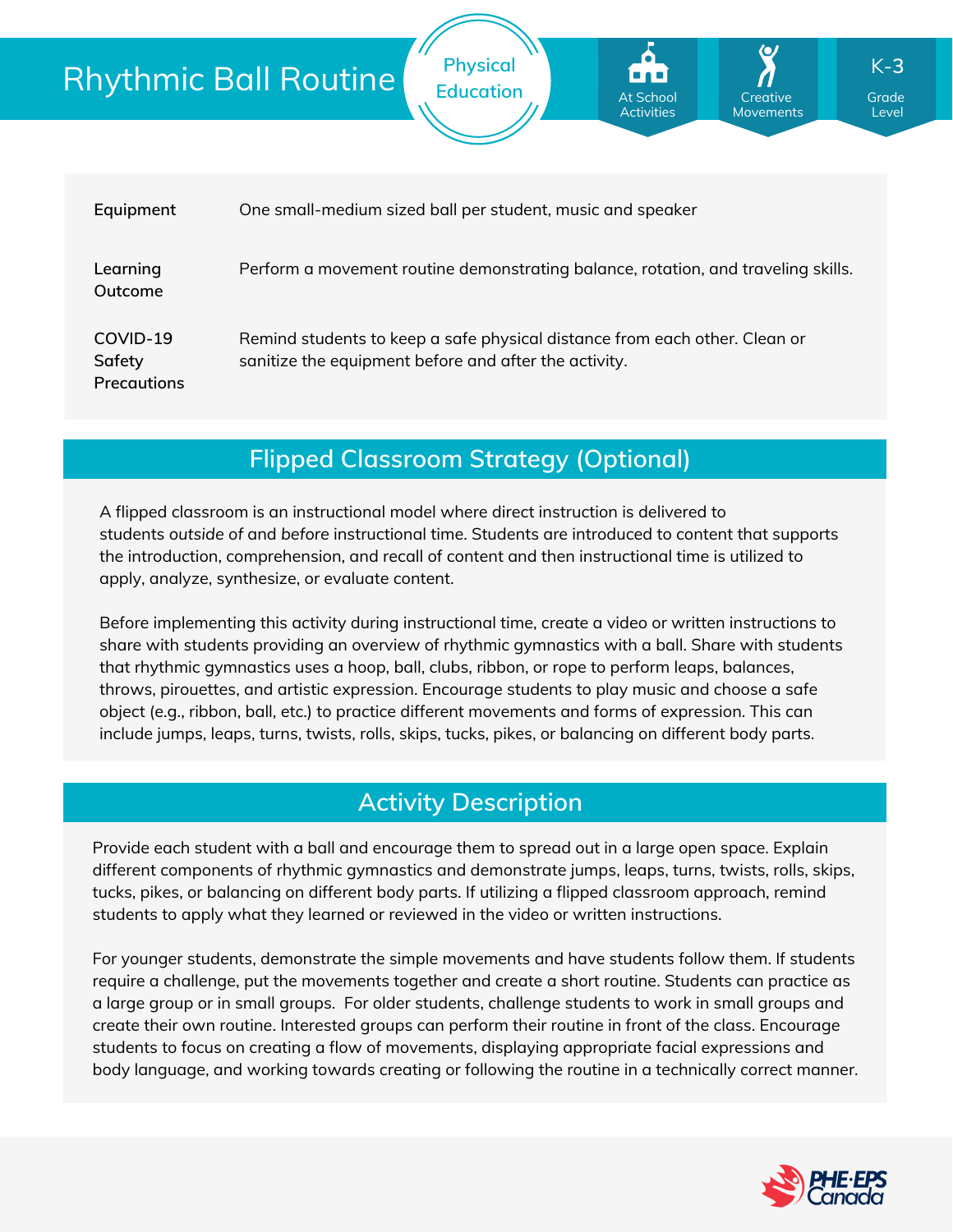# Rhythmic Ball Routine

Physical Education

At School Activities | Creative Movements | K-3 Grade Level

| | |
|---|---|
| **Equipment** | One small-medium sized ball per student, music and speaker |
| **Learning Outcome** | Perform a movement routine demonstrating balance, rotation, and traveling skills. |
| **COVID-19 Safety Precautions** | Remind students to keep a safe physical distance from each other. Clean or sanitize the equipment before and after the activity. |

## Flipped Classroom Strategy (Optional)

A flipped classroom is an instructional model where direct instruction is delivered to students *outside of* and *before* instructional time. Students are introduced to content that supports the introduction, comprehension, and recall of content and then instructional time is utilized to apply, analyze, synthesize, or evaluate content.

Before implementing this activity during instructional time, create a video or written instructions to share with students providing an overview of rhythmic gymnastics with a ball. Share with students that rhythmic gymnastics uses a hoop, ball, clubs, ribbon, or rope to perform leaps, balances, throws, pirouettes, and artistic expression. Encourage students to play music and choose a safe object (e.g., ribbon, ball, etc.) to practice different movements and forms of expression. This can include jumps, leaps, turns, twists, rolls, skips, tucks, pikes, or balancing on different body parts.

## Activity Description

Provide each student with a ball and encourage them to spread out in a large open space. Explain different components of rhythmic gymnastics and demonstrate jumps, leaps, turns, twists, rolls, skips, tucks, pikes, or balancing on different body parts. If utilizing a flipped classroom approach, remind students to apply what they learned or reviewed in the video or written instructions.

For younger students, demonstrate the simple movements and have students follow them. If students require a challenge, put the movements together and create a short routine. Students can practice as a large group or in small groups. For older students, challenge students to work in small groups and create their own routine. Interested groups can perform their routine in front of the class. Encourage students to focus on creating a flow of movements, displaying appropriate facial expressions and body language, and working towards creating or following the routine in a technically correct manner.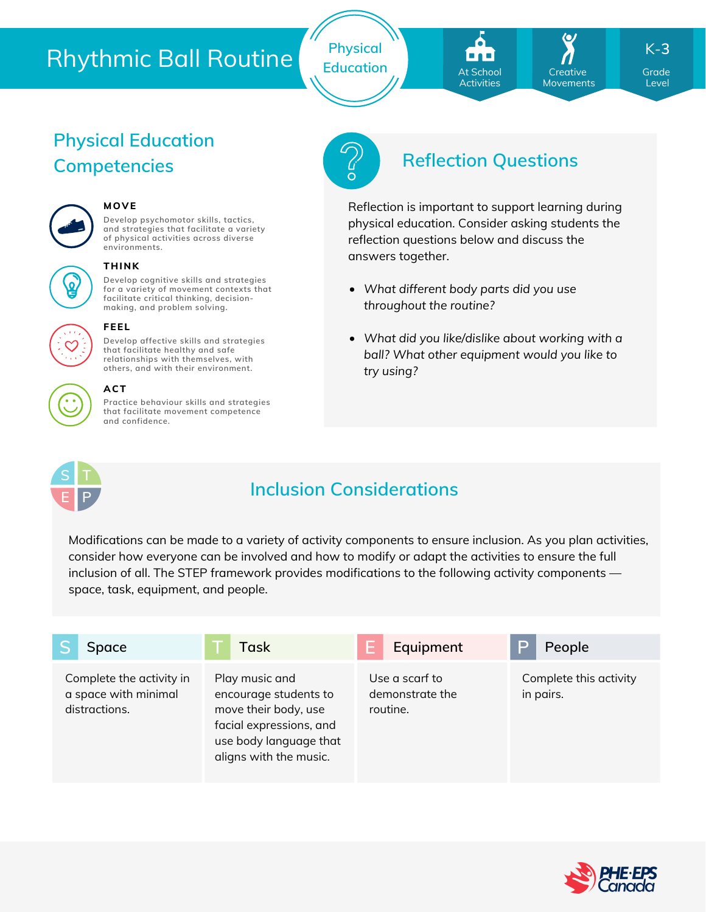# Rhythmic Ball Routine

Physical Education

At School Activities | Creative Movements | K-3 Grade Level

## Physical Education Competencies

**MOVE**

Develop psychomotor skills, tactics, and strategies that facilitate a variety of physical activities across diverse environments.

**THINK**

Develop cognitive skills and strategies for a variety of movement contexts that facilitate critical thinking, decision-making, and problem solving.

**FEEL**

Develop affective skills and strategies that facilitate healthy and safe relationships with themselves, with others, and with their environment.

**ACT**

Practice behaviour skills and strategies that facilitate movement competence and confidence.

## Reflection Questions

Reflection is important to support learning during physical education. Consider asking students the reflection questions below and discuss the answers together.

- *What different body parts did you use throughout the routine?*
- *What did you like/dislike about working with a ball? What other equipment would you like to try using?*

## Inclusion Considerations

Modifications can be made to a variety of activity components to ensure inclusion. As you plan activities, consider how everyone can be involved and how to modify or adapt the activities to ensure the full inclusion of all. The STEP framework provides modifications to the following activity components — space, task, equipment, and people.

| S Space | T Task | E Equipment | P People |
|---|---|---|---|
| Complete the activity in a space with minimal distractions. | Play music and encourage students to move their body, use facial expressions, and use body language that aligns with the music. | Use a scarf to demonstrate the routine. | Complete this activity in pairs. |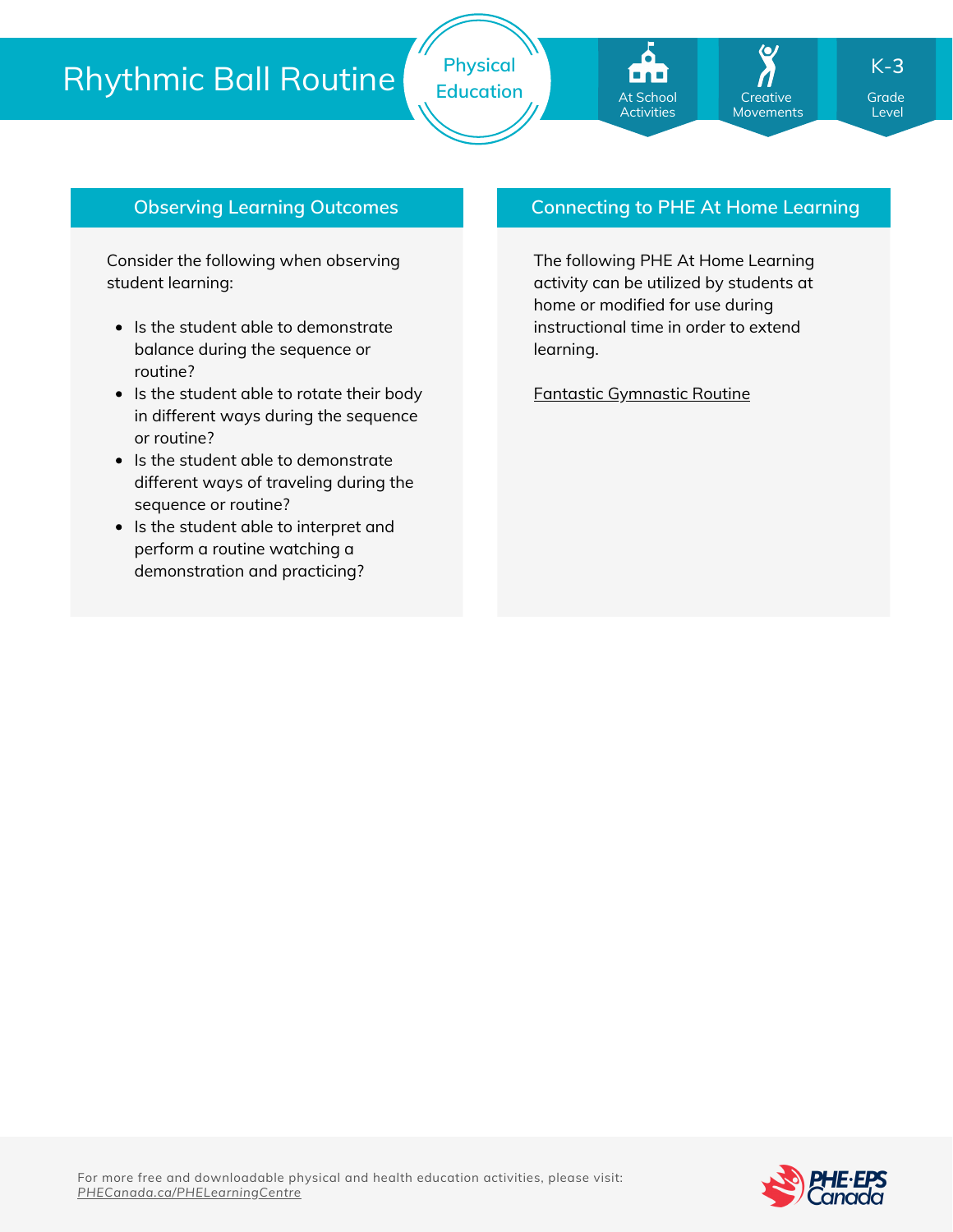# Rhythmic Ball Routine

Physical Education

At School Activities | Creative Movements | K-3 Grade Level

## Observing Learning Outcomes

Consider the following when observing student learning:

- Is the student able to demonstrate balance during the sequence or routine?
- Is the student able to rotate their body in different ways during the sequence or routine?
- Is the student able to demonstrate different ways of traveling during the sequence or routine?
- Is the student able to interpret and perform a routine watching a demonstration and practicing?

## Connecting to PHE At Home Learning

The following PHE At Home Learning activity can be utilized by students at home or modified for use during instructional time in order to extend learning.

Fantastic Gymnastic Routine

For more free and downloadable physical and health education activities, please visit: PHECanada.ca/PHELearningCentre

PHE-EPS Canada